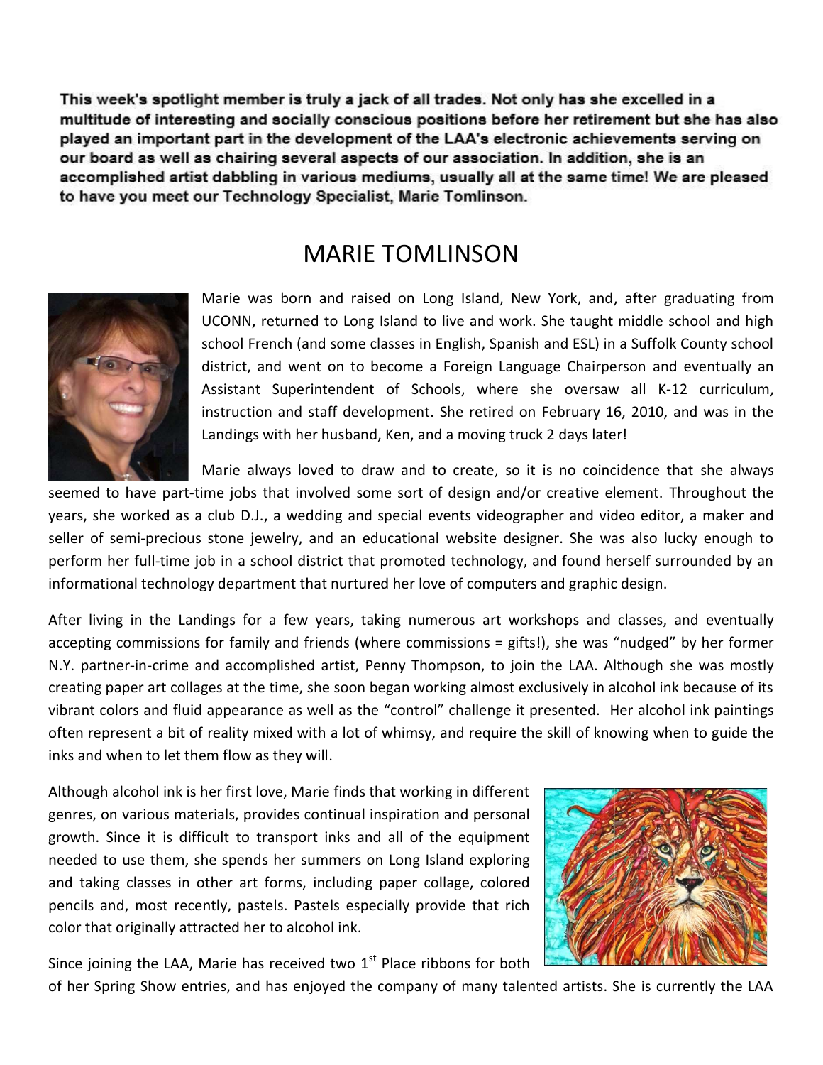**This week's spotlight member is truly a jack of all trades. Not only has she excelled in a multitude of interesting and socially conscious positions before her retirement but she has also played an important part in the development of the LAA's electronic achievements serving on our board as well as chairing several aspects of our association. In addition, she is an accomplished artist dabbling in various mediums, usually all at the same time! We are pleased to have you meet our Technology Specialist, Marie Tomlinson.**

# MARIE TOMLINSON

Marie was born and raised on Long Island, New York, and, after graduating from UCONN, returned to Long Island to live and work. She taught middle school and high school French (and some classes in English, Spanish and ESL) in a Suffolk County school district, and went on to become a Foreign Language Chairperson and eventually an Assistant Superintendent of Schools, where she oversaw all K-12 curriculum, instruction and staff development. She retired on February 16, 2010, and was in the Landings with her husband, Ken, and a moving truck 2 days later!

Marie always loved to draw and to create, so it is no coincidence that she always seemed to have part-time jobs that involved some sort of design and/or creative element. Throughout the years, she worked as a club D.J., a wedding and special events videographer and video editor, a maker and seller of semi-precious stone jewelry, and an educational website designer. She was also lucky enough to perform her full-time job in a school district that promoted technology, and found herself surrounded by an informational technology department that nurtured her love of computers and graphic design.

After living in the Landings for a few years, taking numerous art workshops and classes, and eventually accepting commissions for family and friends (where commissions = gifts!), she was "nudged" by her former N.Y. partner-in-crime and accomplished artist, Penny Thompson, to join the LAA. Although she was mostly creating paper art collages at the time, she soon began working almost exclusively in alcohol ink because of its vibrant colors and fluid appearance as well as the "control" challenge it presented. Her alcohol ink paintings often represent a bit of reality mixed with a lot of whimsy, and require the skill of knowing when to guide the inks and when to let them flow as they will.

Although alcohol ink is her first love, Marie finds that working in different genres, on various materials, provides continual inspiration and personal growth. Since it is difficult to transport inks and all of the equipment needed to use them, she spends her summers on Long Island exploring and taking classes in other art forms, including paper collage, colored pencils and, most recently, pastels. Pastels especially provide that rich color that originally attracted her to alcohol ink.

Since joining the LAA, Marie has received two 1st Place ribbons for both of her Spring Show entries, and has enjoyed the company of many talented artists. She is currently the LAA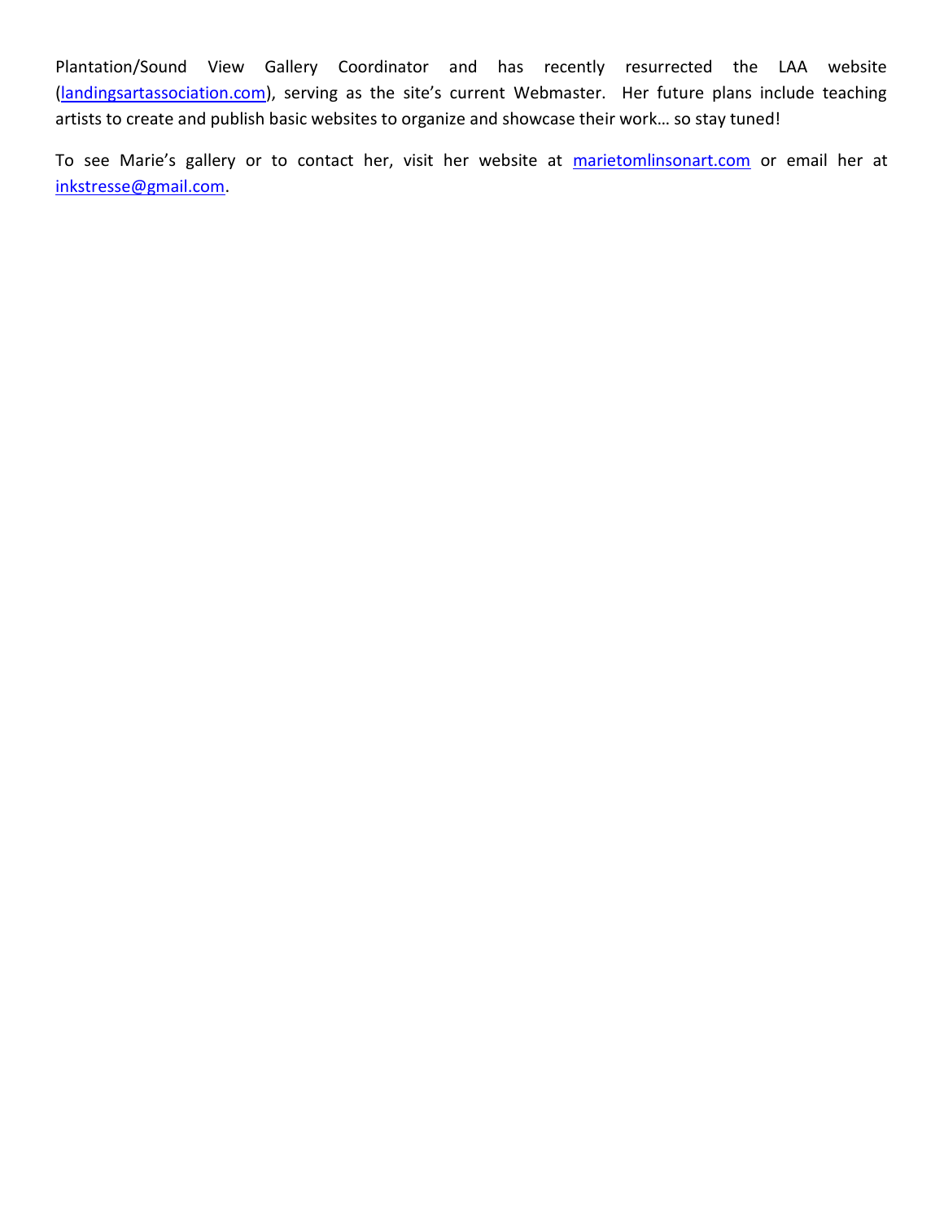Plantation/Sound View Gallery Coordinator and has recently resurrected the LAA website (landingsartassociation.com), serving as the site's current Webmaster. Her future plans include teaching artists to create and publish basic websites to organize and showcase their work… so stay tuned!

To see Marie's gallery or to contact her, visit her website at marietomlinsonart.com or email her at inkstresse@gmail.com.